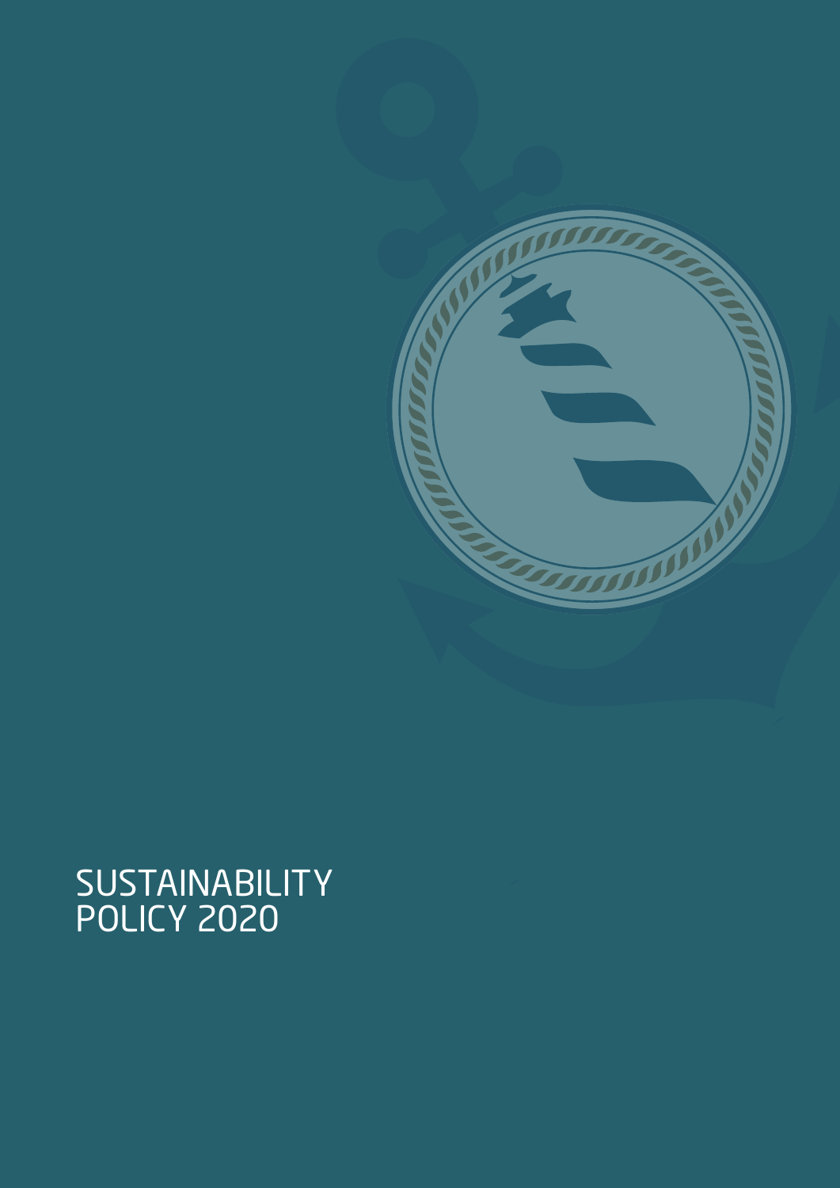# SUSTAINABILITY POLICY 2020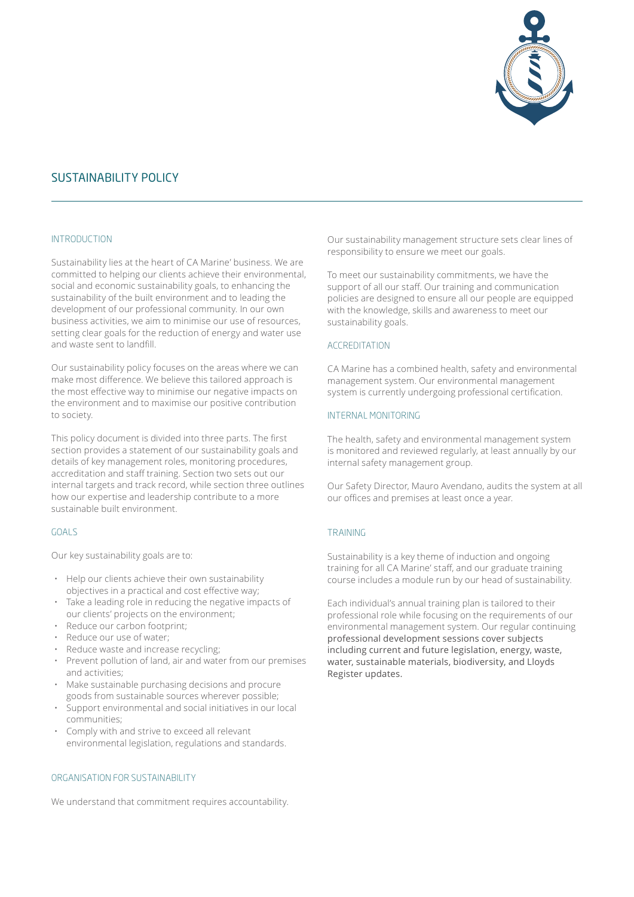# SUSTAINABILITY POLICY

## INTRODUCTION

Sustainability lies at the heart of CA Marine' business. We are committed to helping our clients achieve their environmental, social and economic sustainability goals, to enhancing the sustainability of the built environment and to leading the development of our professional community. In our own business activities, we aim to minimise our use of resources, setting clear goals for the reduction of energy and water use and waste sent to landfill.

Our sustainability policy focuses on the areas where we can make most difference. We believe this tailored approach is the most effective way to minimise our negative impacts on the environment and to maximise our positive contribution to society.

This policy document is divided into three parts. The first section provides a statement of our sustainability goals and details of key management roles, monitoring procedures, accreditation and staff training. Section two sets out our internal targets and track record, while section three outlines how our expertise and leadership contribute to a more sustainable built environment.

## GOALS

Our key sustainability goals are to:

- Help our clients achieve their own sustainability objectives in a practical and cost effective way;
- Take a leading role in reducing the negative impacts of our clients' projects on the environment;
- Reduce our carbon footprint;
- Reduce our use of water;
- Reduce waste and increase recycling;
- Prevent pollution of land, air and water from our premises and activities;
- Make sustainable purchasing decisions and procure goods from sustainable sources wherever possible;
- Support environmental and social initiatives in our local communities;
- Comply with and strive to exceed all relevant environmental legislation, regulations and standards.

## ORGANISATION FOR SUSTAINABILITY

We understand that commitment requires accountability.

Our sustainability management structure sets clear lines of responsibility to ensure we meet our goals.

To meet our sustainability commitments, we have the support of all our staff. Our training and communication policies are designed to ensure all our people are equipped with the knowledge, skills and awareness to meet our sustainability goals.

## ACCREDITATION

CA Marine has a combined health, safety and environmental management system. Our environmental management system is currently undergoing professional certification.

## INTERNAL MONITORING

The health, safety and environmental management system is monitored and reviewed regularly, at least annually by our internal safety management group.

Our Safety Director, Mauro Avendano, audits the system at all our offices and premises at least once a year.

## TRAINING

Sustainability is a key theme of induction and ongoing training for all CA Marine' staff, and our graduate training course includes a module run by our head of sustainability.

Each individual's annual training plan is tailored to their professional role while focusing on the requirements of our environmental management system. Our regular continuing professional development sessions cover subjects including current and future legislation, energy, waste, water, sustainable materials, biodiversity, and Lloyds Register updates.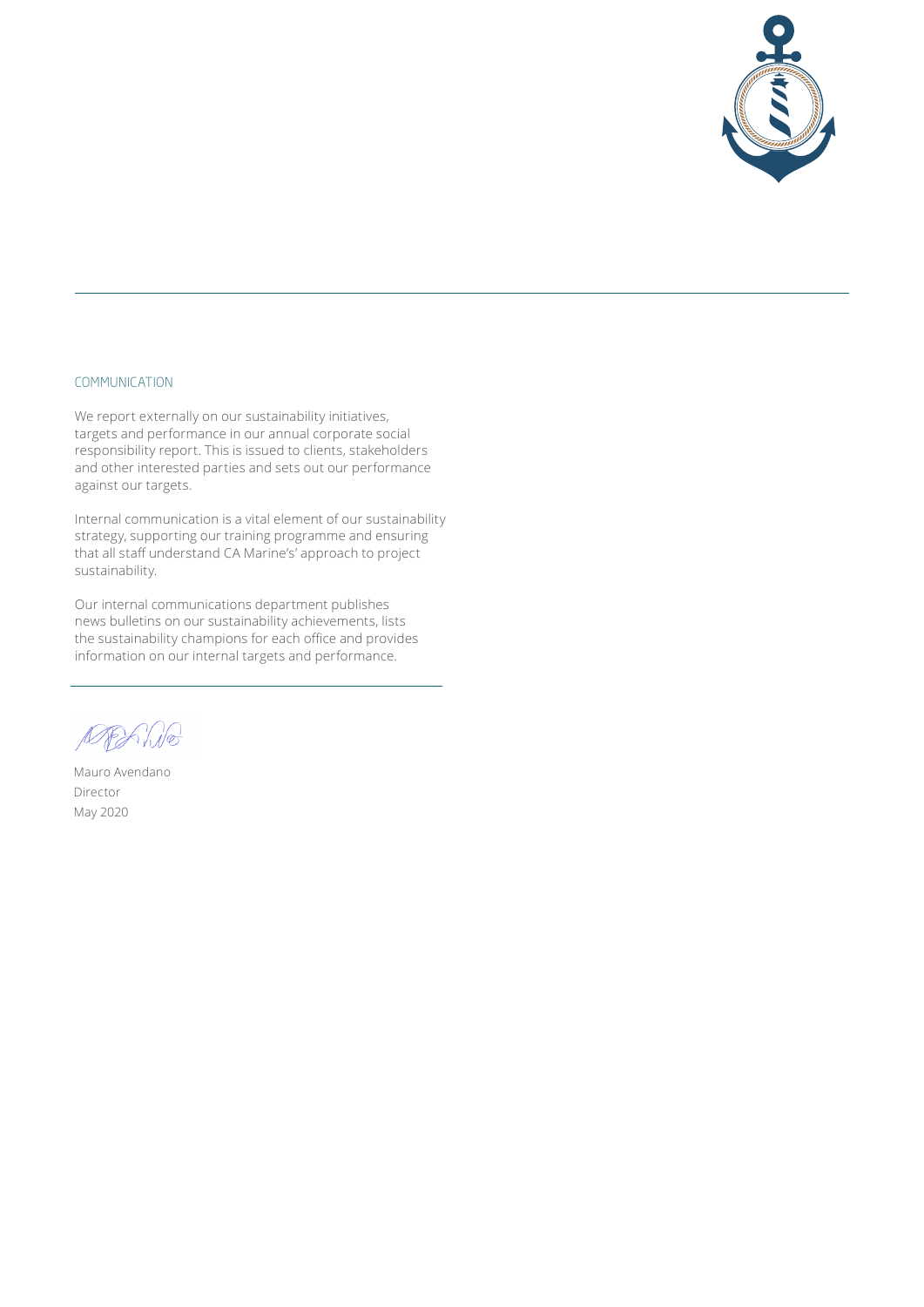## COMMUNICATION

We report externally on our sustainability initiatives, targets and performance in our annual corporate social responsibility report. This is issued to clients, stakeholders and other interested parties and sets out our performance against our targets.

Internal communication is a vital element of our sustainability strategy, supporting our training programme and ensuring that all staff understand CA Marine's' approach to project sustainability.

Our internal communications department publishes news bulletins on our sustainability achievements, lists the sustainability champions for each office and provides information on our internal targets and performance.

Mauro Avendano
Director
May 2020